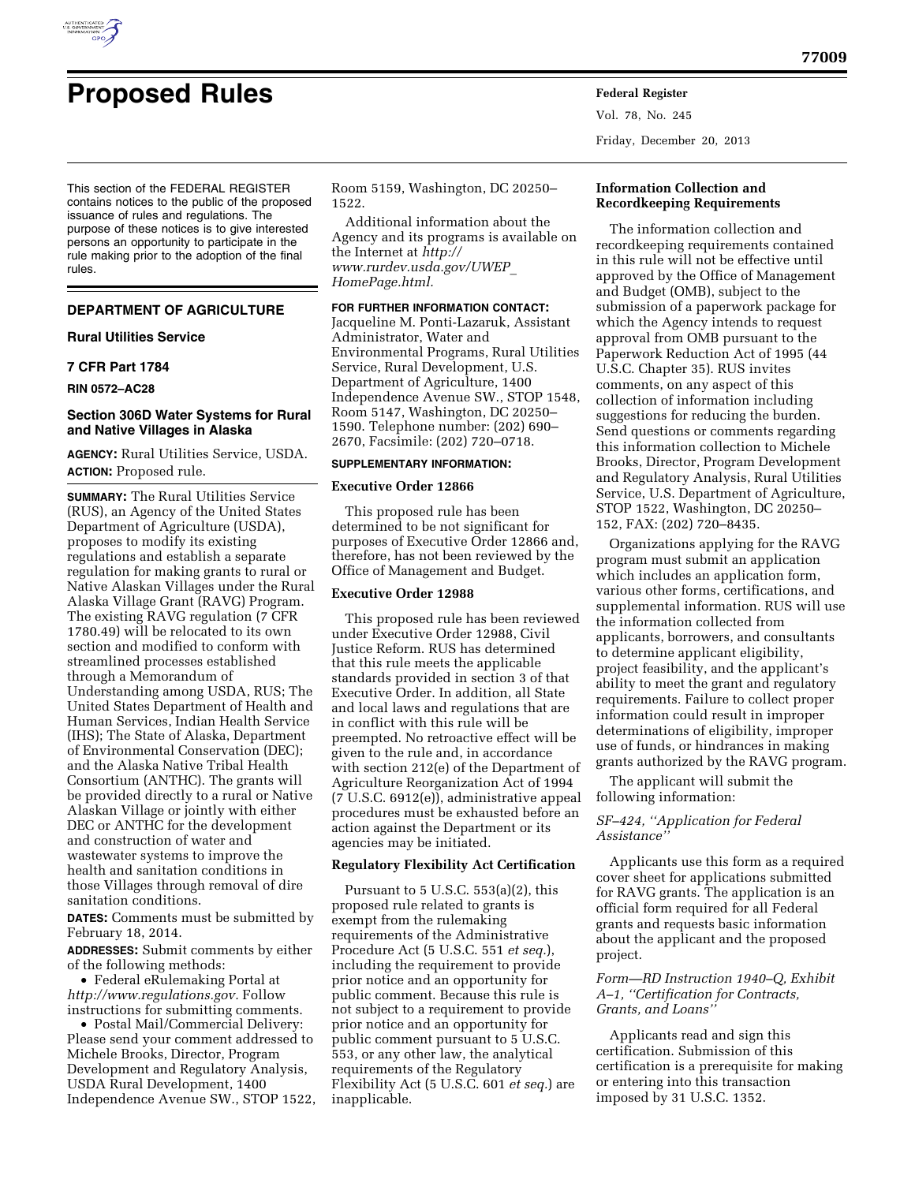# Proposed Rules

This section of the FEDERAL REGISTER contains notices to the public of the proposed issuance of rules and regulations. The purpose of these notices is to give interested persons an opportunity to participate in the rule making prior to the adoption of the final rules.

## DEPARTMENT OF AGRICULTURE

### Rural Utilities Service

### 7 CFR Part 1784

**RIN 0572–AC28**

### Section 306D Water Systems for Rural and Native Villages in Alaska

**AGENCY:** Rural Utilities Service, USDA.

**ACTION:** Proposed rule.

**SUMMARY:** The Rural Utilities Service (RUS), an Agency of the United States Department of Agriculture (USDA), proposes to modify its existing regulations and establish a separate regulation for making grants to rural or Native Alaskan Villages under the Rural Alaska Village Grant (RAVG) Program. The existing RAVG regulation (7 CFR 1780.49) will be relocated to its own section and modified to conform with streamlined processes established through a Memorandum of Understanding among USDA, RUS; The United States Department of Health and Human Services, Indian Health Service (IHS); The State of Alaska, Department of Environmental Conservation (DEC); and the Alaska Native Tribal Health Consortium (ANTHC). The grants will be provided directly to a rural or Native Alaskan Village or jointly with either DEC or ANTHC for the development and construction of water and wastewater systems to improve the health and sanitation conditions in those Villages through removal of dire sanitation conditions.

**DATES:** Comments must be submitted by February 18, 2014.

**ADDRESSES:** Submit comments by either of the following methods:

- Federal eRulemaking Portal at *http://www.regulations.gov.* Follow instructions for submitting comments.
- Postal Mail/Commercial Delivery: Please send your comment addressed to Michele Brooks, Director, Program Development and Regulatory Analysis, USDA Rural Development, 1400 Independence Avenue SW., STOP 1522, Room 5159, Washington, DC 20250–1522.

Additional information about the Agency and its programs is available on the Internet at *http://www.rurdev.usda.gov/UWEP_HomePage.html.*

**FOR FURTHER INFORMATION CONTACT:** Jacqueline M. Ponti-Lazaruk, Assistant Administrator, Water and Environmental Programs, Rural Utilities Service, Rural Development, U.S. Department of Agriculture, 1400 Independence Avenue SW., STOP 1548, Room 5147, Washington, DC 20250–1590. Telephone number: (202) 690–2670, Facsimile: (202) 720–0718.

**SUPPLEMENTARY INFORMATION:**

#### Executive Order 12866

This proposed rule has been determined to be not significant for purposes of Executive Order 12866 and, therefore, has not been reviewed by the Office of Management and Budget.

#### Executive Order 12988

This proposed rule has been reviewed under Executive Order 12988, Civil Justice Reform. RUS has determined that this rule meets the applicable standards provided in section 3 of that Executive Order. In addition, all State and local laws and regulations that are in conflict with this rule will be preempted. No retroactive effect will be given to the rule and, in accordance with section 212(e) of the Department of Agriculture Reorganization Act of 1994 (7 U.S.C. 6912(e)), administrative appeal procedures must be exhausted before an action against the Department or its agencies may be initiated.

#### Regulatory Flexibility Act Certification

Pursuant to 5 U.S.C. 553(a)(2), this proposed rule related to grants is exempt from the rulemaking requirements of the Administrative Procedure Act (5 U.S.C. 551 *et seq.*), including the requirement to provide prior notice and an opportunity for public comment. Because this rule is not subject to a requirement to provide prior notice and an opportunity for public comment pursuant to 5 U.S.C. 553, or any other law, the analytical requirements of the Regulatory Flexibility Act (5 U.S.C. 601 *et seq.*) are inapplicable.

#### Information Collection and Recordkeeping Requirements

The information collection and recordkeeping requirements contained in this rule will not be effective until approved by the Office of Management and Budget (OMB), subject to the submission of a paperwork package for which the Agency intends to request approval from OMB pursuant to the Paperwork Reduction Act of 1995 (44 U.S.C. Chapter 35). RUS invites comments, on any aspect of this collection of information including suggestions for reducing the burden. Send questions or comments regarding this information collection to Michele Brooks, Director, Program Development and Regulatory Analysis, Rural Utilities Service, U.S. Department of Agriculture, STOP 1522, Washington, DC 20250–152, FAX: (202) 720–8435.

Organizations applying for the RAVG program must submit an application which includes an application form, various other forms, certifications, and supplemental information. RUS will use the information collected from applicants, borrowers, and consultants to determine applicant eligibility, project feasibility, and the applicant's ability to meet the grant and regulatory requirements. Failure to collect proper information could result in improper determinations of eligibility, improper use of funds, or hindrances in making grants authorized by the RAVG program.

The applicant will submit the following information:

*SF–424, ''Application for Federal Assistance''*

Applicants use this form as a required cover sheet for applications submitted for RAVG grants. The application is an official form required for all Federal grants and requests basic information about the applicant and the proposed project.

*Form—RD Instruction 1940–Q, Exhibit A–1, ''Certification for Contracts, Grants, and Loans''*

Applicants read and sign this certification. Submission of this certification is a prerequisite for making or entering into this transaction imposed by 31 U.S.C. 1352.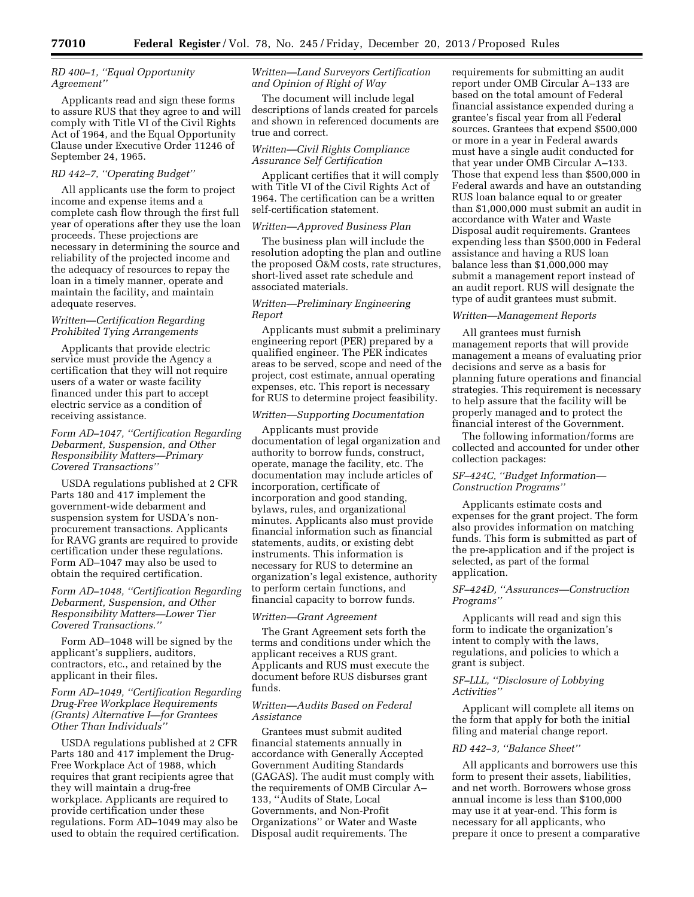*RD 400–1, ''Equal Opportunity Agreement''*

Applicants read and sign these forms to assure RUS that they agree to and will comply with Title VI of the Civil Rights Act of 1964, and the Equal Opportunity Clause under Executive Order 11246 of September 24, 1965.

*RD 442–7, ''Operating Budget''*

All applicants use the form to project income and expense items and a complete cash flow through the first full year of operations after they use the loan proceeds. These projections are necessary in determining the source and reliability of the projected income and the adequacy of resources to repay the loan in a timely manner, operate and maintain the facility, and maintain adequate reserves.

*Written—Certification Regarding Prohibited Tying Arrangements*

Applicants that provide electric service must provide the Agency a certification that they will not require users of a water or waste facility financed under this part to accept electric service as a condition of receiving assistance.

*Form AD–1047, ''Certification Regarding Debarment, Suspension, and Other Responsibility Matters—Primary Covered Transactions''*

USDA regulations published at 2 CFR Parts 180 and 417 implement the government-wide debarment and suspension system for USDA's non-procurement transactions. Applicants for RAVG grants are required to provide certification under these regulations. Form AD–1047 may also be used to obtain the required certification.

*Form AD–1048, ''Certification Regarding Debarment, Suspension, and Other Responsibility Matters—Lower Tier Covered Transactions.''*

Form AD–1048 will be signed by the applicant's suppliers, auditors, contractors, etc., and retained by the applicant in their files.

*Form AD–1049, ''Certification Regarding Drug-Free Workplace Requirements (Grants) Alternative I—for Grantees Other Than Individuals''*

USDA regulations published at 2 CFR Parts 180 and 417 implement the Drug-Free Workplace Act of 1988, which requires that grant recipients agree that they will maintain a drug-free workplace. Applicants are required to provide certification under these regulations. Form AD–1049 may also be used to obtain the required certification.

*Written—Land Surveyors Certification and Opinion of Right of Way*

The document will include legal descriptions of lands created for parcels and shown in referenced documents are true and correct.

*Written—Civil Rights Compliance Assurance Self Certification*

Applicant certifies that it will comply with Title VI of the Civil Rights Act of 1964. The certification can be a written self-certification statement.

*Written—Approved Business Plan*

The business plan will include the resolution adopting the plan and outline the proposed O&M costs, rate structures, short-lived asset rate schedule and associated materials.

*Written—Preliminary Engineering Report*

Applicants must submit a preliminary engineering report (PER) prepared by a qualified engineer. The PER indicates areas to be served, scope and need of the project, cost estimate, annual operating expenses, etc. This report is necessary for RUS to determine project feasibility.

*Written—Supporting Documentation*

Applicants must provide documentation of legal organization and authority to borrow funds, construct, operate, manage the facility, etc. The documentation may include articles of incorporation, certificate of incorporation and good standing, bylaws, rules, and organizational minutes. Applicants also must provide financial information such as financial statements, audits, or existing debt instruments. This information is necessary for RUS to determine an organization's legal existence, authority to perform certain functions, and financial capacity to borrow funds.

*Written—Grant Agreement*

The Grant Agreement sets forth the terms and conditions under which the applicant receives a RUS grant. Applicants and RUS must execute the document before RUS disburses grant funds.

*Written—Audits Based on Federal Assistance*

Grantees must submit audited financial statements annually in accordance with Generally Accepted Government Auditing Standards (GAGAS). The audit must comply with the requirements of OMB Circular A–133, ''Audits of State, Local Governments, and Non-Profit Organizations'' or Water and Waste Disposal audit requirements. The requirements for submitting an audit report under OMB Circular A–133 are based on the total amount of Federal financial assistance expended during a grantee's fiscal year from all Federal sources. Grantees that expend $500,000 or more in a year in Federal awards must have a single audit conducted for that year under OMB Circular A–133. Those that expend less than $500,000 in Federal awards and have an outstanding RUS loan balance equal to or greater than $1,000,000 must submit an audit in accordance with Water and Waste Disposal audit requirements. Grantees expending less than $500,000 in Federal assistance and having a RUS loan balance less than $1,000,000 may submit a management report instead of an audit report. RUS will designate the type of audit grantees must submit.

*Written—Management Reports*

All grantees must furnish management reports that will provide management a means of evaluating prior decisions and serve as a basis for planning future operations and financial strategies. This requirement is necessary to help assure that the facility will be properly managed and to protect the financial interest of the Government.

The following information/forms are collected and accounted for under other collection packages:

*SF–424C, ''Budget Information—Construction Programs''*

Applicants estimate costs and expenses for the grant project. The form also provides information on matching funds. This form is submitted as part of the pre-application and if the project is selected, as part of the formal application.

*SF–424D, ''Assurances—Construction Programs''*

Applicants will read and sign this form to indicate the organization's intent to comply with the laws, regulations, and policies to which a grant is subject.

*SF–LLL, ''Disclosure of Lobbying Activities''*

Applicant will complete all items on the form that apply for both the initial filing and material change report.

*RD 442–3, ''Balance Sheet''*

All applicants and borrowers use this form to present their assets, liabilities, and net worth. Borrowers whose gross annual income is less than $100,000 may use it at year-end. This form is necessary for all applicants, who prepare it once to present a comparative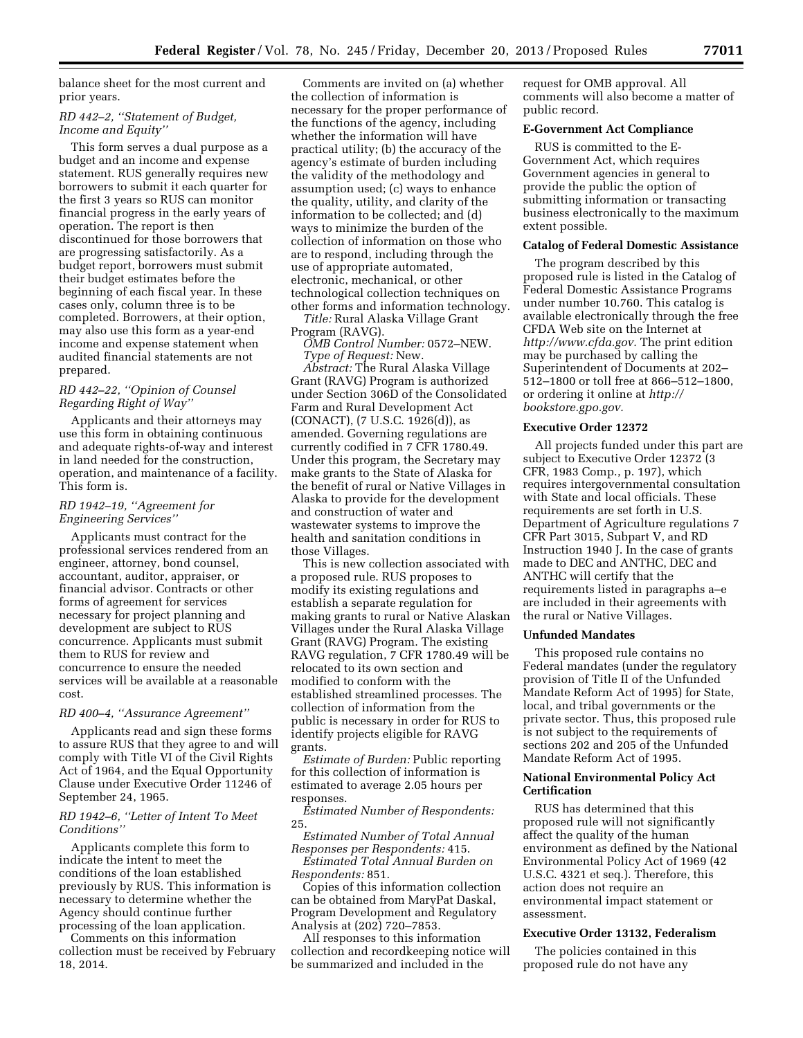balance sheet for the most current and prior years.

*RD 442–2, ''Statement of Budget, Income and Equity''*

This form serves a dual purpose as a budget and an income and expense statement. RUS generally requires new borrowers to submit it each quarter for the first 3 years so RUS can monitor financial progress in the early years of operation. The report is then discontinued for those borrowers that are progressing satisfactorily. As a budget report, borrowers must submit their budget estimates before the beginning of each fiscal year. In these cases only, column three is to be completed. Borrowers, at their option, may also use this form as a year-end income and expense statement when audited financial statements are not prepared.

*RD 442–22, ''Opinion of Counsel Regarding Right of Way''*

Applicants and their attorneys may use this form in obtaining continuous and adequate rights-of-way and interest in land needed for the construction, operation, and maintenance of a facility. This form is.

*RD 1942–19, ''Agreement for Engineering Services''*

Applicants must contract for the professional services rendered from an engineer, attorney, bond counsel, accountant, auditor, appraiser, or financial advisor. Contracts or other forms of agreement for services necessary for project planning and development are subject to RUS concurrence. Applicants must submit them to RUS for review and concurrence to ensure the needed services will be available at a reasonable cost.

*RD 400–4, ''Assurance Agreement''*

Applicants read and sign these forms to assure RUS that they agree to and will comply with Title VI of the Civil Rights Act of 1964, and the Equal Opportunity Clause under Executive Order 11246 of September 24, 1965.

*RD 1942–6, ''Letter of Intent To Meet Conditions''*

Applicants complete this form to indicate the intent to meet the conditions of the loan established previously by RUS. This information is necessary to determine whether the Agency should continue further processing of the loan application.

Comments on this information collection must be received by February 18, 2014.

Comments are invited on (a) whether the collection of information is necessary for the proper performance of the functions of the agency, including whether the information will have practical utility; (b) the accuracy of the agency's estimate of burden including the validity of the methodology and assumption used; (c) ways to enhance the quality, utility, and clarity of the information to be collected; and (d) ways to minimize the burden of the collection of information on those who are to respond, including through the use of appropriate automated, electronic, mechanical, or other technological collection techniques on other forms and information technology.

*Title:* Rural Alaska Village Grant Program (RAVG).

*OMB Control Number:* 0572–NEW.

*Type of Request:* New.

*Abstract:* The Rural Alaska Village Grant (RAVG) Program is authorized under Section 306D of the Consolidated Farm and Rural Development Act (CONACT), (7 U.S.C. 1926(d)), as amended. Governing regulations are currently codified in 7 CFR 1780.49. Under this program, the Secretary may make grants to the State of Alaska for the benefit of rural or Native Villages in Alaska to provide for the development and construction of water and wastewater systems to improve the health and sanitation conditions in those Villages.

This is new collection associated with a proposed rule. RUS proposes to modify its existing regulations and establish a separate regulation for making grants to rural or Native Alaskan Villages under the Rural Alaska Village Grant (RAVG) Program. The existing RAVG regulation, 7 CFR 1780.49 will be relocated to its own section and modified to conform with the established streamlined processes. The collection of information from the public is necessary in order for RUS to identify projects eligible for RAVG grants.

*Estimate of Burden:* Public reporting for this collection of information is estimated to average 2.05 hours per responses.

*Estimated Number of Respondents:* 25.

*Estimated Number of Total Annual Responses per Respondents:* 415.

*Estimated Total Annual Burden on Respondents:* 851.

Copies of this information collection can be obtained from MaryPat Daskal, Program Development and Regulatory Analysis at (202) 720–7853.

All responses to this information collection and recordkeeping notice will be summarized and included in the request for OMB approval. All comments will also become a matter of public record.

**E-Government Act Compliance**

RUS is committed to the E-Government Act, which requires Government agencies in general to provide the public the option of submitting information or transacting business electronically to the maximum extent possible.

**Catalog of Federal Domestic Assistance**

The program described by this proposed rule is listed in the Catalog of Federal Domestic Assistance Programs under number 10.760. This catalog is available electronically through the free CFDA Web site on the Internet at *http://www.cfda.gov*. The print edition may be purchased by calling the Superintendent of Documents at 202–512–1800 or toll free at 866–512–1800, or ordering it online at *http://bookstore.gpo.gov.*

**Executive Order 12372**

All projects funded under this part are subject to Executive Order 12372 (3 CFR, 1983 Comp., p. 197), which requires intergovernmental consultation with State and local officials. These requirements are set forth in U.S. Department of Agriculture regulations 7 CFR Part 3015, Subpart V, and RD Instruction 1940 J. In the case of grants made to DEC and ANTHC, DEC and ANTHC will certify that the requirements listed in paragraphs a–e are included in their agreements with the rural or Native Villages.

**Unfunded Mandates**

This proposed rule contains no Federal mandates (under the regulatory provision of Title II of the Unfunded Mandate Reform Act of 1995) for State, local, and tribal governments or the private sector. Thus, this proposed rule is not subject to the requirements of sections 202 and 205 of the Unfunded Mandate Reform Act of 1995.

**National Environmental Policy Act Certification**

RUS has determined that this proposed rule will not significantly affect the quality of the human environment as defined by the National Environmental Policy Act of 1969 (42 U.S.C. 4321 et seq.). Therefore, this action does not require an environmental impact statement or assessment.

**Executive Order 13132, Federalism**

The policies contained in this proposed rule do not have any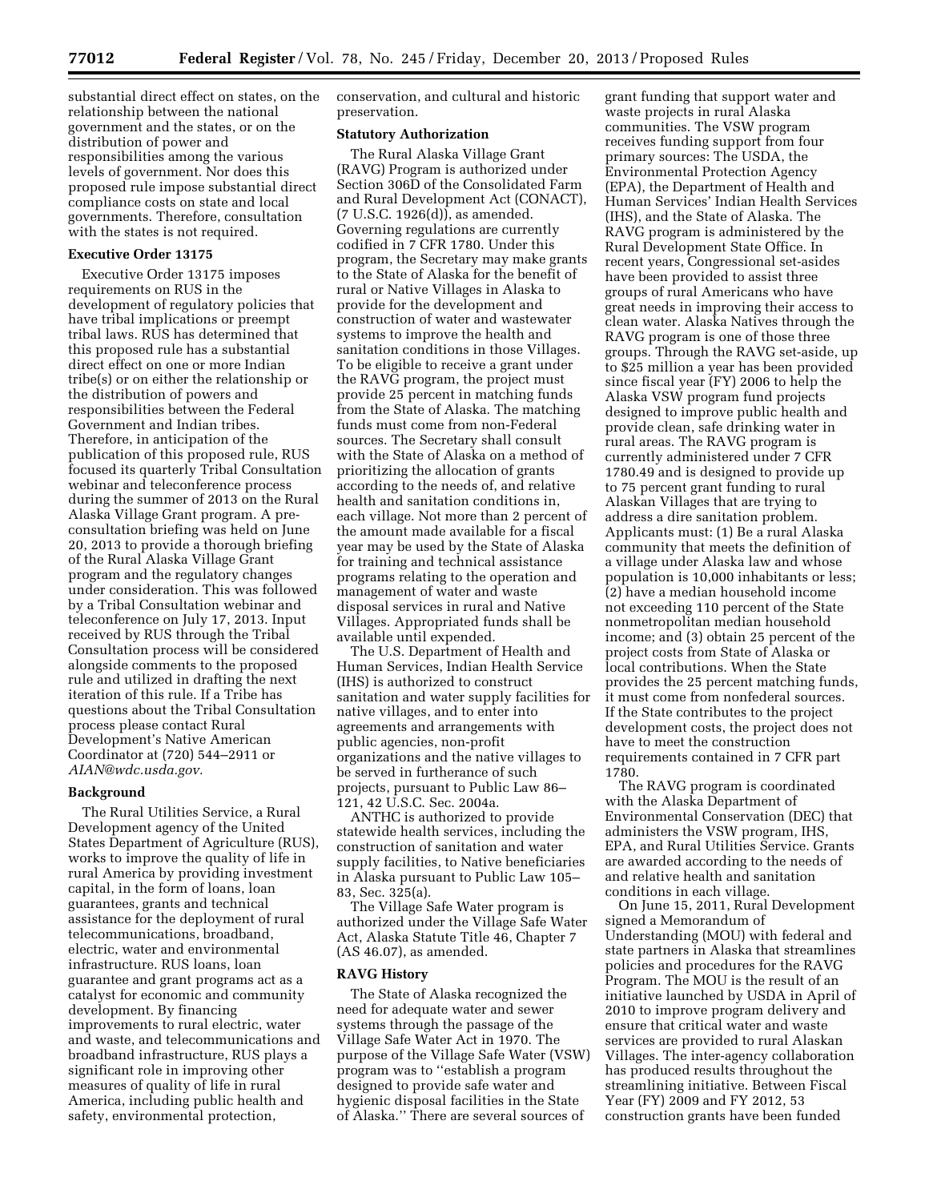substantial direct effect on states, on the relationship between the national government and the states, or on the distribution of power and responsibilities among the various levels of government. Nor does this proposed rule impose substantial direct compliance costs on state and local governments. Therefore, consultation with the states is not required.

### Executive Order 13175

Executive Order 13175 imposes requirements on RUS in the development of regulatory policies that have tribal implications or preempt tribal laws. RUS has determined that this proposed rule has a substantial direct effect on one or more Indian tribe(s) or on either the relationship or the distribution of powers and responsibilities between the Federal Government and Indian tribes. Therefore, in anticipation of the publication of this proposed rule, RUS focused its quarterly Tribal Consultation webinar and teleconference process during the summer of 2013 on the Rural Alaska Village Grant program. A pre-consultation briefing was held on June 20, 2013 to provide a thorough briefing of the Rural Alaska Village Grant program and the regulatory changes under consideration. This was followed by a Tribal Consultation webinar and teleconference on July 17, 2013. Input received by RUS through the Tribal Consultation process will be considered alongside comments to the proposed rule and utilized in drafting the next iteration of this rule. If a Tribe has questions about the Tribal Consultation process please contact Rural Development's Native American Coordinator at (720) 544–2911 or *AIAN@wdc.usda.gov.*

### Background

The Rural Utilities Service, a Rural Development agency of the United States Department of Agriculture (RUS), works to improve the quality of life in rural America by providing investment capital, in the form of loans, loan guarantees, grants and technical assistance for the deployment of rural telecommunications, broadband, electric, water and environmental infrastructure. RUS loans, loan guarantee and grant programs act as a catalyst for economic and community development. By financing improvements to rural electric, water and waste, and telecommunications and broadband infrastructure, RUS plays a significant role in improving other measures of quality of life in rural America, including public health and safety, environmental protection, conservation, and cultural and historic preservation.

### Statutory Authorization

The Rural Alaska Village Grant (RAVG) Program is authorized under Section 306D of the Consolidated Farm and Rural Development Act (CONACT), (7 U.S.C. 1926(d)), as amended. Governing regulations are currently codified in 7 CFR 1780. Under this program, the Secretary may make grants to the State of Alaska for the benefit of rural or Native Villages in Alaska to provide for the development and construction of water and wastewater systems to improve the health and sanitation conditions in those Villages. To be eligible to receive a grant under the RAVG program, the project must provide 25 percent in matching funds from the State of Alaska. The matching funds must come from non-Federal sources. The Secretary shall consult with the State of Alaska on a method of prioritizing the allocation of grants according to the needs of, and relative health and sanitation conditions in, each village. Not more than 2 percent of the amount made available for a fiscal year may be used by the State of Alaska for training and technical assistance programs relating to the operation and management of water and waste disposal services in rural and Native Villages. Appropriated funds shall be available until expended.

The U.S. Department of Health and Human Services, Indian Health Service (IHS) is authorized to construct sanitation and water supply facilities for native villages, and to enter into agreements and arrangements with public agencies, non-profit organizations and the native villages to be served in furtherance of such projects, pursuant to Public Law 86–121, 42 U.S.C. Sec. 2004a.

ANTHC is authorized to provide statewide health services, including the construction of sanitation and water supply facilities, to Native beneficiaries in Alaska pursuant to Public Law 105–83, Sec. 325(a).

The Village Safe Water program is authorized under the Village Safe Water Act, Alaska Statute Title 46, Chapter 7 (AS 46.07), as amended.

### RAVG History

The State of Alaska recognized the need for adequate water and sewer systems through the passage of the Village Safe Water Act in 1970. The purpose of the Village Safe Water (VSW) program was to ''establish a program designed to provide safe water and hygienic disposal facilities in the State of Alaska.'' There are several sources of grant funding that support water and waste projects in rural Alaska communities. The VSW program receives funding support from four primary sources: The USDA, the Environmental Protection Agency (EPA), the Department of Health and Human Services' Indian Health Services (IHS), and the State of Alaska. The RAVG program is administered by the Rural Development State Office. In recent years, Congressional set-asides have been provided to assist three groups of rural Americans who have great needs in improving their access to clean water. Alaska Natives through the RAVG program is one of those three groups. Through the RAVG set-aside, up to $25 million a year has been provided since fiscal year (FY) 2006 to help the Alaska VSW program fund projects designed to improve public health and provide clean, safe drinking water in rural areas. The RAVG program is currently administered under 7 CFR 1780.49 and is designed to provide up to 75 percent grant funding to rural Alaskan Villages that are trying to address a dire sanitation problem. Applicants must: (1) Be a rural Alaska community that meets the definition of a village under Alaska law and whose population is 10,000 inhabitants or less; (2) have a median household income not exceeding 110 percent of the State nonmetropolitan median household income; and (3) obtain 25 percent of the project costs from State of Alaska or local contributions. When the State provides the 25 percent matching funds, it must come from nonfederal sources. If the State contributes to the project development costs, the project does not have to meet the construction requirements contained in 7 CFR part 1780.

The RAVG program is coordinated with the Alaska Department of Environmental Conservation (DEC) that administers the VSW program, IHS, EPA, and Rural Utilities Service. Grants are awarded according to the needs of and relative health and sanitation conditions in each village.

On June 15, 2011, Rural Development signed a Memorandum of Understanding (MOU) with federal and state partners in Alaska that streamlines policies and procedures for the RAVG Program. The MOU is the result of an initiative launched by USDA in April of 2010 to improve program delivery and ensure that critical water and waste services are provided to rural Alaskan Villages. The inter-agency collaboration has produced results throughout the streamlining initiative. Between Fiscal Year (FY) 2009 and FY 2012, 53 construction grants have been funded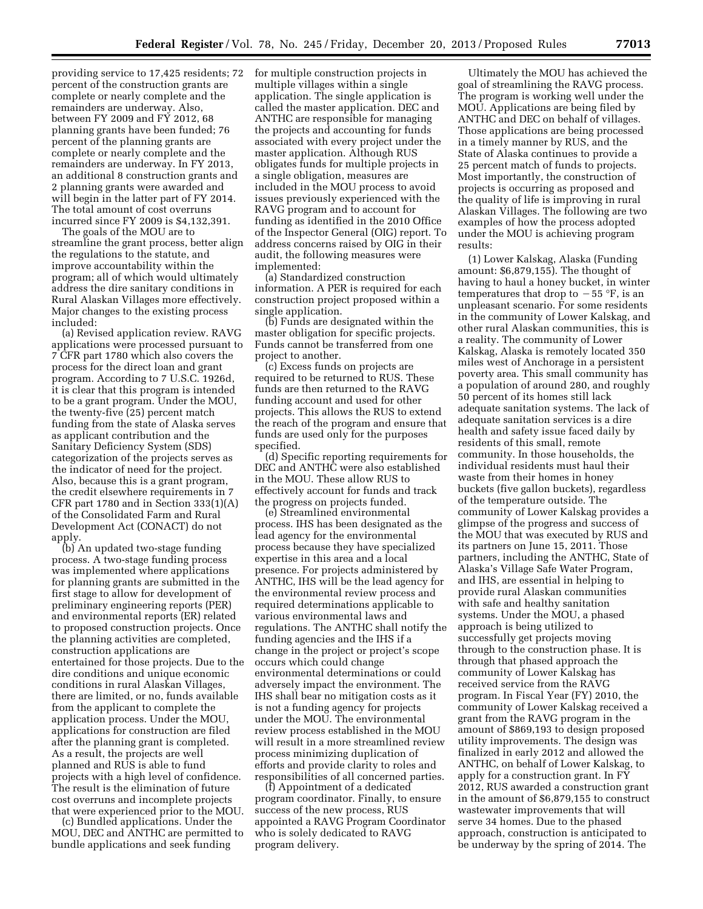providing service to 17,425 residents; 72 percent of the construction grants are complete or nearly complete and the remainders are underway. Also, between FY 2009 and FY 2012, 68 planning grants have been funded; 76 percent of the planning grants are complete or nearly complete and the remainders are underway. In FY 2013, an additional 8 construction grants and 2 planning grants were awarded and will begin in the latter part of FY 2014. The total amount of cost overruns incurred since FY 2009 is $4,132,391.

The goals of the MOU are to streamline the grant process, better align the regulations to the statute, and improve accountability within the program; all of which would ultimately address the dire sanitary conditions in Rural Alaskan Villages more effectively. Major changes to the existing process included:

(a) Revised application review. RAVG applications were processed pursuant to 7 CFR part 1780 which also covers the process for the direct loan and grant program. According to 7 U.S.C. 1926d, it is clear that this program is intended to be a grant program. Under the MOU, the twenty-five (25) percent match funding from the state of Alaska serves as applicant contribution and the Sanitary Deficiency System (SDS) categorization of the projects serves as the indicator of need for the project. Also, because this is a grant program, the credit elsewhere requirements in 7 CFR part 1780 and in Section 333(1)(A) of the Consolidated Farm and Rural Development Act (CONACT) do not apply.

(b) An updated two-stage funding process. A two-stage funding process was implemented where applications for planning grants are submitted in the first stage to allow for development of preliminary engineering reports (PER) and environmental reports (ER) related to proposed construction projects. Once the planning activities are completed, construction applications are entertained for those projects. Due to the dire conditions and unique economic conditions in rural Alaskan Villages, there are limited, or no, funds available from the applicant to complete the application process. Under the MOU, applications for construction are filed after the planning grant is completed. As a result, the projects are well planned and RUS is able to fund projects with a high level of confidence. The result is the elimination of future cost overruns and incomplete projects that were experienced prior to the MOU.

(c) Bundled applications. Under the MOU, DEC and ANTHC are permitted to bundle applications and seek funding for multiple construction projects in multiple villages within a single application. The single application is called the master application. DEC and ANTHC are responsible for managing the projects and accounting for funds associated with every project under the master application. Although RUS obligates funds for multiple projects in a single obligation, measures are included in the MOU process to avoid issues previously experienced with the RAVG program and to account for funding as identified in the 2010 Office of the Inspector General (OIG) report. To address concerns raised by OIG in their audit, the following measures were implemented:

(a) Standardized construction information. A PER is required for each construction project proposed within a single application.

(b) Funds are designated within the master obligation for specific projects. Funds cannot be transferred from one project to another.

(c) Excess funds on projects are required to be returned to RUS. These funds are then returned to the RAVG funding account and used for other projects. This allows the RUS to extend the reach of the program and ensure that funds are used only for the purposes specified.

(d) Specific reporting requirements for DEC and ANTHC were also established in the MOU. These allow RUS to effectively account for funds and track the progress on projects funded.

(e) Streamlined environmental process. IHS has been designated as the lead agency for the environmental process because they have specialized expertise in this area and a local presence. For projects administered by ANTHC, IHS will be the lead agency for the environmental review process and required determinations applicable to various environmental laws and regulations. The ANTHC shall notify the funding agencies and the IHS if a change in the project or project's scope occurs which could change environmental determinations or could adversely impact the environment. The IHS shall bear no mitigation costs as it is not a funding agency for projects under the MOU. The environmental review process established in the MOU will result in a more streamlined review process minimizing duplication of efforts and provide clarity to roles and responsibilities of all concerned parties.

(f) Appointment of a dedicated program coordinator. Finally, to ensure success of the new process, RUS appointed a RAVG Program Coordinator who is solely dedicated to RAVG program delivery.

Ultimately the MOU has achieved the goal of streamlining the RAVG process. The program is working well under the MOU. Applications are being filed by ANTHC and DEC on behalf of villages. Those applications are being processed in a timely manner by RUS, and the State of Alaska continues to provide a 25 percent match of funds to projects. Most importantly, the construction of projects is occurring as proposed and the quality of life is improving in rural Alaskan Villages. The following are two examples of how the process adopted under the MOU is achieving program results:

(1) Lower Kalskag, Alaska (Funding amount: $6,879,155). The thought of having to haul a honey bucket, in winter temperatures that drop to −55 °F, is an unpleasant scenario. For some residents in the community of Lower Kalskag, and other rural Alaskan communities, this is a reality. The community of Lower Kalskag, Alaska is remotely located 350 miles west of Anchorage in a persistent poverty area. This small community has a population of around 280, and roughly 50 percent of its homes still lack adequate sanitation systems. The lack of adequate sanitation services is a dire health and safety issue faced daily by residents of this small, remote community. In those households, the individual residents must haul their waste from their homes in honey buckets (five gallon buckets), regardless of the temperature outside. The community of Lower Kalskag provides a glimpse of the progress and success of the MOU that was executed by RUS and its partners on June 15, 2011. Those partners, including the ANTHC, State of Alaska's Village Safe Water Program, and IHS, are essential in helping to provide rural Alaskan communities with safe and healthy sanitation systems. Under the MOU, a phased approach is being utilized to successfully get projects moving through to the construction phase. It is through that phased approach the community of Lower Kalskag has received service from the RAVG program. In Fiscal Year (FY) 2010, the community of Lower Kalskag received a grant from the RAVG program in the amount of $869,193 to design proposed utility improvements. The design was finalized in early 2012 and allowed the ANTHC, on behalf of Lower Kalskag, to apply for a construction grant. In FY 2012, RUS awarded a construction grant in the amount of $6,879,155 to construct wastewater improvements that will serve 34 homes. Due to the phased approach, construction is anticipated to be underway by the spring of 2014. The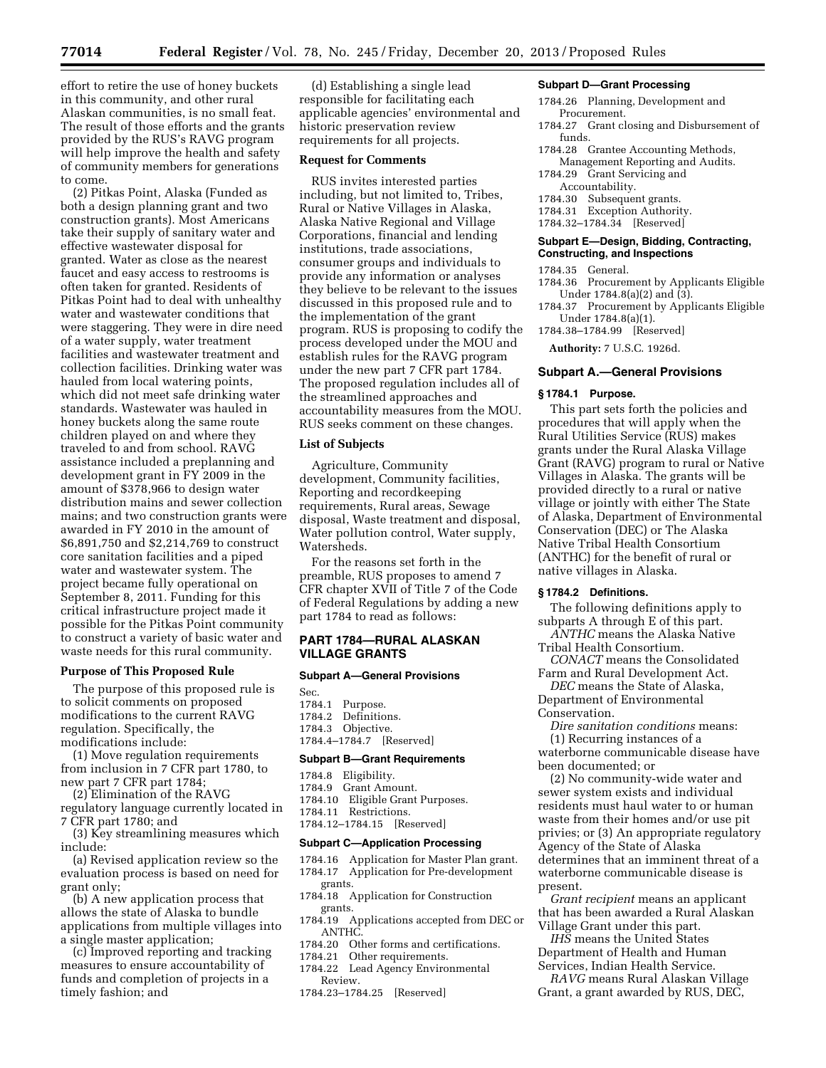effort to retire the use of honey buckets in this community, and other rural Alaskan communities, is no small feat. The result of those efforts and the grants provided by the RUS's RAVG program will help improve the health and safety of community members for generations to come.

(2) Pitkas Point, Alaska (Funded as both a design planning grant and two construction grants). Most Americans take their supply of sanitary water and effective wastewater disposal for granted. Water as close as the nearest faucet and easy access to restrooms is often taken for granted. Residents of Pitkas Point had to deal with unhealthy water and wastewater conditions that were staggering. They were in dire need of a water supply, water treatment facilities and wastewater treatment and collection facilities. Drinking water was hauled from local watering points, which did not meet safe drinking water standards. Wastewater was hauled in honey buckets along the same route children played on and where they traveled to and from school. RAVG assistance included a preplanning and development grant in FY 2009 in the amount of $378,966 to design water distribution mains and sewer collection mains; and two construction grants were awarded in FY 2010 in the amount of $6,891,750 and $2,214,769 to construct core sanitation facilities and a piped water and wastewater system. The project became fully operational on September 8, 2011. Funding for this critical infrastructure project made it possible for the Pitkas Point community to construct a variety of basic water and waste needs for this rural community.

**Purpose of This Proposed Rule**

The purpose of this proposed rule is to solicit comments on proposed modifications to the current RAVG regulation. Specifically, the modifications include:

(1) Move regulation requirements from inclusion in 7 CFR part 1780, to new part 7 CFR part 1784;

(2) Elimination of the RAVG regulatory language currently located in 7 CFR part 1780; and

(3) Key streamlining measures which include:

(a) Revised application review so the evaluation process is based on need for grant only;

(b) A new application process that allows the state of Alaska to bundle applications from multiple villages into a single master application;

(c) Improved reporting and tracking measures to ensure accountability of funds and completion of projects in a timely fashion; and

(d) Establishing a single lead responsible for facilitating each applicable agencies' environmental and historic preservation review requirements for all projects.

**Request for Comments**

RUS invites interested parties including, but not limited to, Tribes, Rural or Native Villages in Alaska, Alaska Native Regional and Village Corporations, financial and lending institutions, trade associations, consumer groups and individuals to provide any information or analyses they believe to be relevant to the issues discussed in this proposed rule and to the implementation of the grant program. RUS is proposing to codify the process developed under the MOU and establish rules for the RAVG program under the new part 7 CFR part 1784. The proposed regulation includes all of the streamlined approaches and accountability measures from the MOU. RUS seeks comment on these changes.

**List of Subjects**

Agriculture, Community development, Community facilities, Reporting and recordkeeping requirements, Rural areas, Sewage disposal, Waste treatment and disposal, Water pollution control, Water supply, Watersheds.

For the reasons set forth in the preamble, RUS proposes to amend 7 CFR chapter XVII of Title 7 of the Code of Federal Regulations by adding a new part 1784 to read as follows:

## PART 1784—RURAL ALASKAN VILLAGE GRANTS

**Subpart A—General Provisions**

Sec.
1784.1 Purpose.
1784.2 Definitions.
1784.3 Objective.
1784.4–1784.7 [Reserved]

**Subpart B—Grant Requirements**

1784.8 Eligibility.
1784.9 Grant Amount.
1784.10 Eligible Grant Purposes.
1784.11 Restrictions.
1784.12–1784.15 [Reserved]

**Subpart C—Application Processing**

1784.16 Application for Master Plan grant.
1784.17 Application for Pre-development grants.
1784.18 Application for Construction grants.
1784.19 Applications accepted from DEC or ANTHC.
1784.20 Other forms and certifications.
1784.21 Other requirements.
1784.22 Lead Agency Environmental Review.
1784.23–1784.25 [Reserved]

**Subpart D—Grant Processing**

1784.26 Planning, Development and Procurement.
1784.27 Grant closing and Disbursement of funds.
1784.28 Grantee Accounting Methods, Management Reporting and Audits.
1784.29 Grant Servicing and Accountability.
1784.30 Subsequent grants.
1784.31 Exception Authority.
1784.32–1784.34 [Reserved]

**Subpart E—Design, Bidding, Contracting, Constructing, and Inspections**

1784.35 General.
1784.36 Procurement by Applicants Eligible Under 1784.8(a)(2) and (3).
1784.37 Procurement by Applicants Eligible Under 1784.8(a)(1).
1784.38–1784.99 [Reserved]

**Authority:** 7 U.S.C. 1926d.

### Subpart A.—General Provisions

**§ 1784.1 Purpose.**

This part sets forth the policies and procedures that will apply when the Rural Utilities Service (RUS) makes grants under the Rural Alaska Village Grant (RAVG) program to rural or Native Villages in Alaska. The grants will be provided directly to a rural or native village or jointly with either The State of Alaska, Department of Environmental Conservation (DEC) or The Alaska Native Tribal Health Consortium (ANTHC) for the benefit of rural or native villages in Alaska.

**§ 1784.2 Definitions.**

The following definitions apply to subparts A through E of this part.

*ANTHC* means the Alaska Native Tribal Health Consortium.

*CONACT* means the Consolidated Farm and Rural Development Act.

*DEC* means the State of Alaska, Department of Environmental Conservation.

*Dire sanitation conditions* means: (1) Recurring instances of a waterborne communicable disease have been documented; or

(2) No community-wide water and sewer system exists and individual residents must haul water to or human waste from their homes and/or use pit privies; or (3) An appropriate regulatory Agency of the State of Alaska determines that an imminent threat of a waterborne communicable disease is present.

*Grant recipient* means an applicant that has been awarded a Rural Alaskan Village Grant under this part.

*IHS* means the United States Department of Health and Human Services, Indian Health Service.

*RAVG* means Rural Alaskan Village Grant, a grant awarded by RUS, DEC,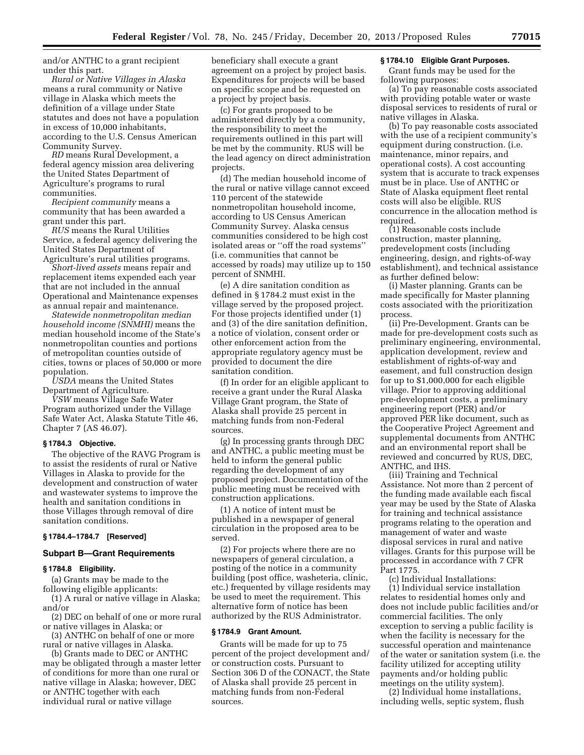and/or ANTHC to a grant recipient under this part.

*Rural or Native Villages in Alaska* means a rural community or Native village in Alaska which meets the definition of a village under State statutes and does not have a population in excess of 10,000 inhabitants, according to the U.S. Census American Community Survey.

*RD* means Rural Development, a federal agency mission area delivering the United States Department of Agriculture's programs to rural communities.

*Recipient community* means a community that has been awarded a grant under this part.

*RUS* means the Rural Utilities Service, a federal agency delivering the United States Department of Agriculture's rural utilities programs.

*Short-lived assets* means repair and replacement items expended each year that are not included in the annual Operational and Maintenance expenses as annual repair and maintenance.

*Statewide nonmetropolitan median household income (SNMHI)* means the median household income of the State's nonmetropolitan counties and portions of metropolitan counties outside of cities, towns or places of 50,000 or more population.

*USDA* means the United States Department of Agriculture.

*VSW* means Village Safe Water Program authorized under the Village Safe Water Act, Alaska Statute Title 46, Chapter 7 (AS 46.07).

### § 1784.3 Objective.

The objective of the RAVG Program is to assist the residents of rural or Native Villages in Alaska to provide for the development and construction of water and wastewater systems to improve the health and sanitation conditions in those Villages through removal of dire sanitation conditions.

### § 1784.4–1784.7 [Reserved]

## Subpart B—Grant Requirements

### § 1784.8 Eligibility.

(a) Grants may be made to the following eligible applicants:

(1) A rural or native village in Alaska; and/or

(2) DEC on behalf of one or more rural or native villages in Alaska; or

(3) ANTHC on behalf of one or more rural or native villages in Alaska.

(b) Grants made to DEC or ANTHC may be obligated through a master letter of conditions for more than one rural or native village in Alaska; however, DEC or ANTHC together with each individual rural or native village beneficiary shall execute a grant agreement on a project by project basis. Expenditures for projects will be based on specific scope and be requested on a project by project basis.

(c) For grants proposed to be administered directly by a community, the responsibility to meet the requirements outlined in this part will be met by the community. RUS will be the lead agency on direct administration projects.

(d) The median household income of the rural or native village cannot exceed 110 percent of the statewide nonmetropolitan household income, according to US Census American Community Survey. Alaska census communities considered to be high cost isolated areas or ''off the road systems'' (i.e. communities that cannot be accessed by roads) may utilize up to 150 percent of SNMHI.

(e) A dire sanitation condition as defined in § 1784.2 must exist in the village served by the proposed project. For those projects identified under (1) and (3) of the dire sanitation definition, a notice of violation, consent order or other enforcement action from the appropriate regulatory agency must be provided to document the dire sanitation condition.

(f) In order for an eligible applicant to receive a grant under the Rural Alaska Village Grant program, the State of Alaska shall provide 25 percent in matching funds from non-Federal sources.

(g) In processing grants through DEC and ANTHC, a public meeting must be held to inform the general public regarding the development of any proposed project. Documentation of the public meeting must be received with construction applications.

(1) A notice of intent must be published in a newspaper of general circulation in the proposed area to be served.

(2) For projects where there are no newspapers of general circulation, a posting of the notice in a community building (post office, washeteria, clinic, etc.) frequented by village residents may be used to meet the requirement. This alternative form of notice has been authorized by the RUS Administrator.

### § 1784.9 Grant Amount.

Grants will be made for up to 75 percent of the project development and/or construction costs. Pursuant to Section 306 D of the CONACT, the State of Alaska shall provide 25 percent in matching funds from non-Federal sources.

### § 1784.10 Eligible Grant Purposes.

Grant funds may be used for the following purposes:

(a) To pay reasonable costs associated with providing potable water or waste disposal services to residents of rural or native villages in Alaska.

(b) To pay reasonable costs associated with the use of a recipient community's equipment during construction. (i.e. maintenance, minor repairs, and operational costs). A cost accounting system that is accurate to track expenses must be in place. Use of ANTHC or State of Alaska equipment fleet rental costs will also be eligible. RUS concurrence in the allocation method is required.

(1) Reasonable costs include construction, master planning, predevelopment costs (including engineering, design, and rights-of-way establishment), and technical assistance as further defined below:

(i) Master planning. Grants can be made specifically for Master planning costs associated with the prioritization process.

(ii) Pre-Development. Grants can be made for pre-development costs such as preliminary engineering, environmental, application development, review and establishment of rights-of-way and easement, and full construction design for up to $1,000,000 for each eligible village. Prior to approving additional pre-development costs, a preliminary engineering report (PER) and/or approved PER like document, such as the Cooperative Project Agreement and supplemental documents from ANTHC and an environmental report shall be reviewed and concurred by RUS, DEC, ANTHC, and IHS.

(iii) Training and Technical Assistance. Not more than 2 percent of the funding made available each fiscal year may be used by the State of Alaska for training and technical assistance programs relating to the operation and management of water and waste disposal services in rural and native villages. Grants for this purpose will be processed in accordance with 7 CFR Part 1775.

(c) Individual Installations:

(1) Individual service installation relates to residential homes only and does not include public facilities and/or commercial facilities. The only exception to serving a public facility is when the facility is necessary for the successful operation and maintenance of the water or sanitation system (i.e. the facility utilized for accepting utility payments and/or holding public meetings on the utility system).

(2) Individual home installations, including wells, septic system, flush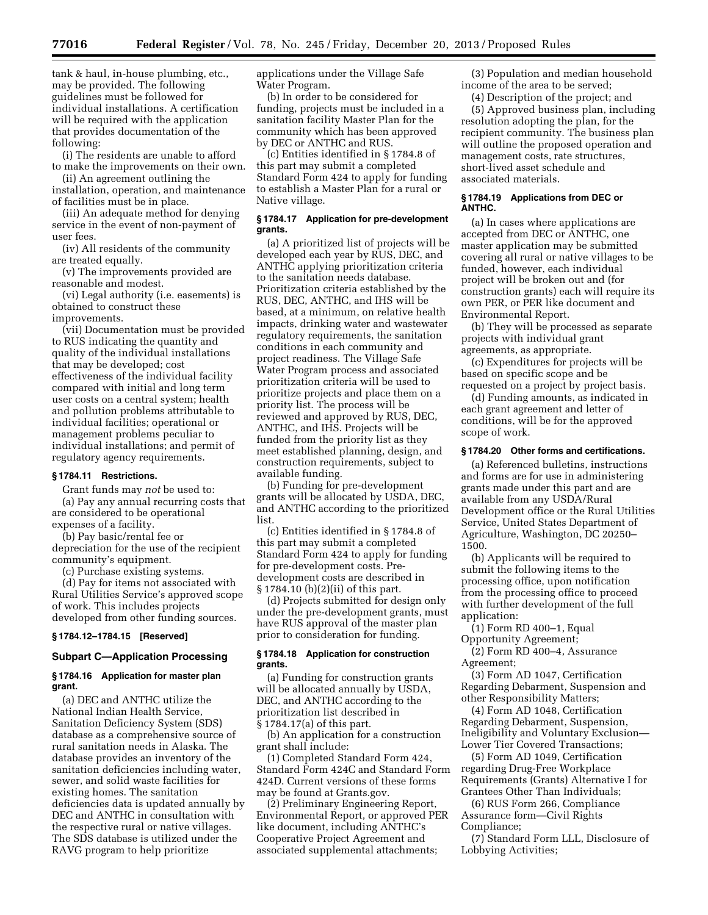tank & haul, in-house plumbing, etc., may be provided. The following guidelines must be followed for individual installations. A certification will be required with the application that provides documentation of the following:

(i) The residents are unable to afford to make the improvements on their own.

(ii) An agreement outlining the installation, operation, and maintenance of facilities must be in place.

(iii) An adequate method for denying service in the event of non-payment of user fees.

(iv) All residents of the community are treated equally.

(v) The improvements provided are reasonable and modest.

(vi) Legal authority (i.e. easements) is obtained to construct these improvements.

(vii) Documentation must be provided to RUS indicating the quantity and quality of the individual installations that may be developed; cost effectiveness of the individual facility compared with initial and long term user costs on a central system; health and pollution problems attributable to individual facilities; operational or management problems peculiar to individual installations; and permit of regulatory agency requirements.

### § 1784.11 Restrictions.

Grant funds may *not* be used to:

(a) Pay any annual recurring costs that are considered to be operational expenses of a facility.

(b) Pay basic/rental fee or depreciation for the use of the recipient community's equipment.

(c) Purchase existing systems.

(d) Pay for items not associated with Rural Utilities Service's approved scope of work. This includes projects developed from other funding sources.

### § 1784.12–1784.15 [Reserved]

## Subpart C—Application Processing

### § 1784.16 Application for master plan grant.

(a) DEC and ANTHC utilize the National Indian Health Service, Sanitation Deficiency System (SDS) database as a comprehensive source of rural sanitation needs in Alaska. The database provides an inventory of the sanitation deficiencies including water, sewer, and solid waste facilities for existing homes. The sanitation deficiencies data is updated annually by DEC and ANTHC in consultation with the respective rural or native villages. The SDS database is utilized under the RAVG program to help prioritize applications under the Village Safe Water Program.

(b) In order to be considered for funding, projects must be included in a sanitation facility Master Plan for the community which has been approved by DEC or ANTHC and RUS.

(c) Entities identified in § 1784.8 of this part may submit a completed Standard Form 424 to apply for funding to establish a Master Plan for a rural or Native village.

### § 1784.17 Application for pre-development grants.

(a) A prioritized list of projects will be developed each year by RUS, DEC, and ANTHC applying prioritization criteria to the sanitation needs database. Prioritization criteria established by the RUS, DEC, ANTHC, and IHS will be based, at a minimum, on relative health impacts, drinking water and wastewater regulatory requirements, the sanitation conditions in each community and project readiness. The Village Safe Water Program process and associated prioritization criteria will be used to prioritize projects and place them on a priority list. The process will be reviewed and approved by RUS, DEC, ANTHC, and IHS. Projects will be funded from the priority list as they meet established planning, design, and construction requirements, subject to available funding.

(b) Funding for pre-development grants will be allocated by USDA, DEC, and ANTHC according to the prioritized list.

(c) Entities identified in § 1784.8 of this part may submit a completed Standard Form 424 to apply for funding for pre-development costs. Pre-development costs are described in § 1784.10 (b)(2)(ii) of this part.

(d) Projects submitted for design only under the pre-development grants, must have RUS approval of the master plan prior to consideration for funding.

### § 1784.18 Application for construction grants.

(a) Funding for construction grants will be allocated annually by USDA, DEC, and ANTHC according to the prioritization list described in § 1784.17(a) of this part.

(b) An application for a construction grant shall include:

(1) Completed Standard Form 424, Standard Form 424C and Standard Form 424D. Current versions of these forms may be found at Grants.gov.

(2) Preliminary Engineering Report, Environmental Report, or approved PER like document, including ANTHC's Cooperative Project Agreement and associated supplemental attachments;

(3) Population and median household income of the area to be served;

(4) Description of the project; and

(5) Approved business plan, including resolution adopting the plan, for the recipient community. The business plan will outline the proposed operation and management costs, rate structures, short-lived asset schedule and associated materials.

### § 1784.19 Applications from DEC or ANTHC.

(a) In cases where applications are accepted from DEC or ANTHC, one master application may be submitted covering all rural or native villages to be funded, however, each individual project will be broken out and (for construction grants) each will require its own PER, or PER like document and Environmental Report.

(b) They will be processed as separate projects with individual grant agreements, as appropriate.

(c) Expenditures for projects will be based on specific scope and be requested on a project by project basis.

(d) Funding amounts, as indicated in each grant agreement and letter of conditions, will be for the approved scope of work.

### § 1784.20 Other forms and certifications.

(a) Referenced bulletins, instructions and forms are for use in administering grants made under this part and are available from any USDA/Rural Development office or the Rural Utilities Service, United States Department of Agriculture, Washington, DC 20250–1500.

(b) Applicants will be required to submit the following items to the processing office, upon notification from the processing office to proceed with further development of the full application:

(1) Form RD 400–1, Equal Opportunity Agreement;

(2) Form RD 400–4, Assurance Agreement;

(3) Form AD 1047, Certification Regarding Debarment, Suspension and other Responsibility Matters;

(4) Form AD 1048, Certification Regarding Debarment, Suspension, Ineligibility and Voluntary Exclusion—Lower Tier Covered Transactions;

(5) Form AD 1049, Certification regarding Drug-Free Workplace Requirements (Grants) Alternative I for Grantees Other Than Individuals;

(6) RUS Form 266, Compliance Assurance form—Civil Rights Compliance;

(7) Standard Form LLL, Disclosure of Lobbying Activities;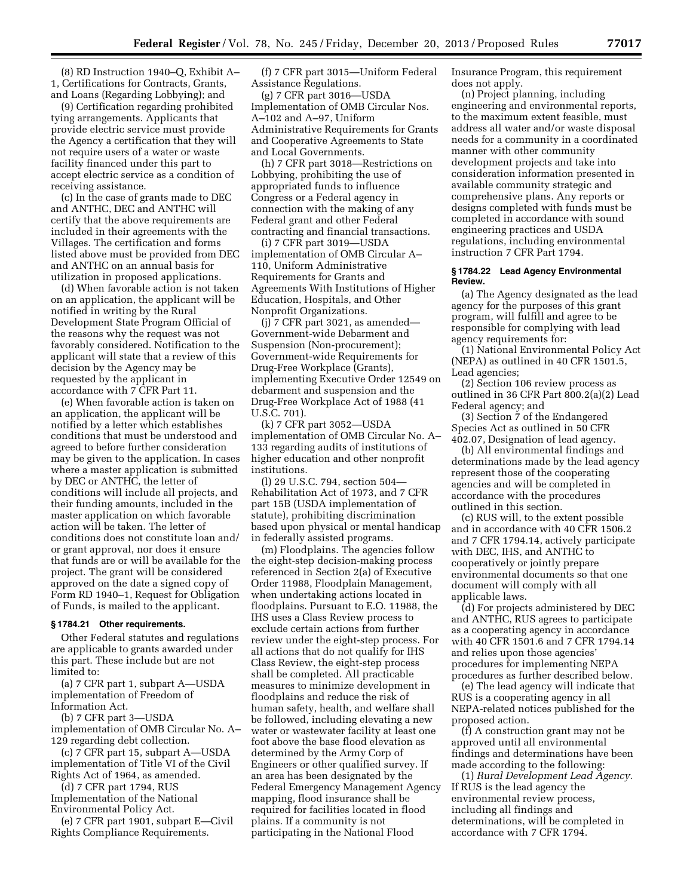(8) RD Instruction 1940–Q, Exhibit A–1, Certifications for Contracts, Grants, and Loans (Regarding Lobbying); and

(9) Certification regarding prohibited tying arrangements. Applicants that provide electric service must provide the Agency a certification that they will not require users of a water or waste facility financed under this part to accept electric service as a condition of receiving assistance.

(c) In the case of grants made to DEC and ANTHC, DEC and ANTHC will certify that the above requirements are included in their agreements with the Villages. The certification and forms listed above must be provided from DEC and ANTHC on an annual basis for utilization in proposed applications.

(d) When favorable action is not taken on an application, the applicant will be notified in writing by the Rural Development State Program Official of the reasons why the request was not favorably considered. Notification to the applicant will state that a review of this decision by the Agency may be requested by the applicant in accordance with 7 CFR Part 11.

(e) When favorable action is taken on an application, the applicant will be notified by a letter which establishes conditions that must be understood and agreed to before further consideration may be given to the application. In cases where a master application is submitted by DEC or ANTHC, the letter of conditions will include all projects, and their funding amounts, included in the master application on which favorable action will be taken. The letter of conditions does not constitute loan and/or grant approval, nor does it ensure that funds are or will be available for the project. The grant will be considered approved on the date a signed copy of Form RD 1940–1, Request for Obligation of Funds, is mailed to the applicant.

### § 1784.21 Other requirements.

Other Federal statutes and regulations are applicable to grants awarded under this part. These include but are not limited to:

(a) 7 CFR part 1, subpart A—USDA implementation of Freedom of Information Act.

(b) 7 CFR part 3—USDA implementation of OMB Circular No. A–129 regarding debt collection.

(c) 7 CFR part 15, subpart A—USDA implementation of Title VI of the Civil Rights Act of 1964, as amended.

(d) 7 CFR part 1794, RUS Implementation of the National Environmental Policy Act.

(e) 7 CFR part 1901, subpart E—Civil Rights Compliance Requirements.

(f) 7 CFR part 3015—Uniform Federal Assistance Regulations.

(g) 7 CFR part 3016—USDA Implementation of OMB Circular Nos. A–102 and A–97, Uniform Administrative Requirements for Grants and Cooperative Agreements to State and Local Governments.

(h) 7 CFR part 3018—Restrictions on Lobbying, prohibiting the use of appropriated funds to influence Congress or a Federal agency in connection with the making of any Federal grant and other Federal contracting and financial transactions.

(i) 7 CFR part 3019—USDA implementation of OMB Circular A–110, Uniform Administrative Requirements for Grants and Agreements With Institutions of Higher Education, Hospitals, and Other Nonprofit Organizations.

(j) 7 CFR part 3021, as amended—Government-wide Debarment and Suspension (Non-procurement); Government-wide Requirements for Drug-Free Workplace (Grants), implementing Executive Order 12549 on debarment and suspension and the Drug-Free Workplace Act of 1988 (41 U.S.C. 701).

(k) 7 CFR part 3052—USDA implementation of OMB Circular No. A–133 regarding audits of institutions of higher education and other nonprofit institutions.

(l) 29 U.S.C. 794, section 504—Rehabilitation Act of 1973, and 7 CFR part 15B (USDA implementation of statute), prohibiting discrimination based upon physical or mental handicap in federally assisted programs.

(m) Floodplains. The agencies follow the eight-step decision-making process referenced in Section 2(a) of Executive Order 11988, Floodplain Management, when undertaking actions located in floodplains. Pursuant to E.O. 11988, the IHS uses a Class Review process to exclude certain actions from further review under the eight-step process. For all actions that do not qualify for IHS Class Review, the eight-step process shall be completed. All practicable measures to minimize development in floodplains and reduce the risk of human safety, health, and welfare shall be followed, including elevating a new water or wastewater facility at least one foot above the base flood elevation as determined by the Army Corp of Engineers or other qualified survey. If an area has been designated by the Federal Emergency Management Agency mapping, flood insurance shall be required for facilities located in flood plains. If a community is not participating in the National Flood Insurance Program, this requirement does not apply.

(n) Project planning, including engineering and environmental reports, to the maximum extent feasible, must address all water and/or waste disposal needs for a community in a coordinated manner with other community development projects and take into consideration information presented in available community strategic and comprehensive plans. Any reports or designs completed with funds must be completed in accordance with sound engineering practices and USDA regulations, including environmental instruction 7 CFR Part 1794.

### § 1784.22 Lead Agency Environmental Review.

(a) The Agency designated as the lead agency for the purposes of this grant program, will fulfill and agree to be responsible for complying with lead agency requirements for:

(1) National Environmental Policy Act (NEPA) as outlined in 40 CFR 1501.5, Lead agencies;

(2) Section 106 review process as outlined in 36 CFR Part 800.2(a)(2) Lead Federal agency; and

(3) Section 7 of the Endangered Species Act as outlined in 50 CFR 402.07, Designation of lead agency.

(b) All environmental findings and determinations made by the lead agency represent those of the cooperating agencies and will be completed in accordance with the procedures outlined in this section.

(c) RUS will, to the extent possible and in accordance with 40 CFR 1506.2 and 7 CFR 1794.14, actively participate with DEC, IHS, and ANTHC to cooperatively or jointly prepare environmental documents so that one document will comply with all applicable laws.

(d) For projects administered by DEC and ANTHC, RUS agrees to participate as a cooperating agency in accordance with 40 CFR 1501.6 and 7 CFR 1794.14 and relies upon those agencies' procedures for implementing NEPA procedures as further described below.

(e) The lead agency will indicate that RUS is a cooperating agency in all NEPA-related notices published for the proposed action.

(f) A construction grant may not be approved until all environmental findings and determinations have been made according to the following:

(1) *Rural Development Lead Agency.* If RUS is the lead agency the environmental review process, including all findings and determinations, will be completed in accordance with 7 CFR 1794.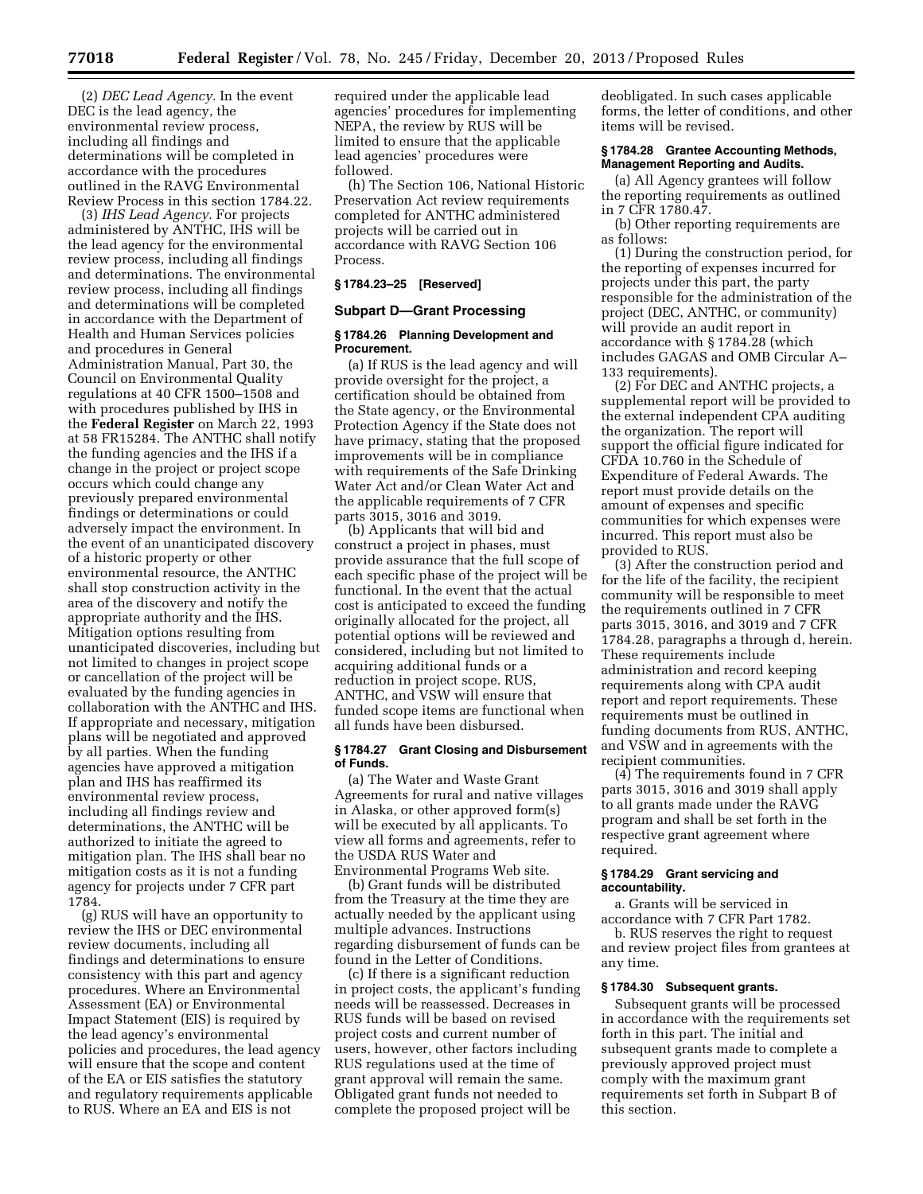(2) *DEC Lead Agency.* In the event DEC is the lead agency, the environmental review process, including all findings and determinations will be completed in accordance with the procedures outlined in the RAVG Environmental Review Process in this section 1784.22.

(3) *IHS Lead Agency.* For projects administered by ANTHC, IHS will be the lead agency for the environmental review process, including all findings and determinations. The environmental review process, including all findings and determinations will be completed in accordance with the Department of Health and Human Services policies and procedures in General Administration Manual, Part 30, the Council on Environmental Quality regulations at 40 CFR 1500–1508 and with procedures published by IHS in the **Federal Register** on March 22, 1993 at 58 FR15284. The ANTHC shall notify the funding agencies and the IHS if a change in the project or project scope occurs which could change any previously prepared environmental findings or determinations or could adversely impact the environment. In the event of an unanticipated discovery of a historic property or other environmental resource, the ANTHC shall stop construction activity in the area of the discovery and notify the appropriate authority and the IHS. Mitigation options resulting from unanticipated discoveries, including but not limited to changes in project scope or cancellation of the project will be evaluated by the funding agencies in collaboration with the ANTHC and IHS. If appropriate and necessary, mitigation plans will be negotiated and approved by all parties. When the funding agencies have approved a mitigation plan and IHS has reaffirmed its environmental review process, including all findings review and determinations, the ANTHC will be authorized to initiate the agreed to mitigation plan. The IHS shall bear no mitigation costs as it is not a funding agency for projects under 7 CFR part 1784.

(g) RUS will have an opportunity to review the IHS or DEC environmental review documents, including all findings and determinations to ensure consistency with this part and agency procedures. Where an Environmental Assessment (EA) or Environmental Impact Statement (EIS) is required by the lead agency's environmental policies and procedures, the lead agency will ensure that the scope and content of the EA or EIS satisfies the statutory and regulatory requirements applicable to RUS. Where an EA and EIS is not required under the applicable lead agencies' procedures for implementing NEPA, the review by RUS will be limited to ensure that the applicable lead agencies' procedures were followed.

(h) The Section 106, National Historic Preservation Act review requirements completed for ANTHC administered projects will be carried out in accordance with RAVG Section 106 Process.

### § 1784.23–25 [Reserved]

## Subpart D—Grant Processing

### § 1784.26 Planning Development and Procurement.

(a) If RUS is the lead agency and will provide oversight for the project, a certification should be obtained from the State agency, or the Environmental Protection Agency if the State does not have primacy, stating that the proposed improvements will be in compliance with requirements of the Safe Drinking Water Act and/or Clean Water Act and the applicable requirements of 7 CFR parts 3015, 3016 and 3019.

(b) Applicants that will bid and construct a project in phases, must provide assurance that the full scope of each specific phase of the project will be functional. In the event that the actual cost is anticipated to exceed the funding originally allocated for the project, all potential options will be reviewed and considered, including but not limited to acquiring additional funds or a reduction in project scope. RUS, ANTHC, and VSW will ensure that funded scope items are functional when all funds have been disbursed.

### § 1784.27 Grant Closing and Disbursement of Funds.

(a) The Water and Waste Grant Agreements for rural and native villages in Alaska, or other approved form(s) will be executed by all applicants. To view all forms and agreements, refer to the USDA RUS Water and Environmental Programs Web site.

(b) Grant funds will be distributed from the Treasury at the time they are actually needed by the applicant using multiple advances. Instructions regarding disbursement of funds can be found in the Letter of Conditions.

(c) If there is a significant reduction in project costs, the applicant's funding needs will be reassessed. Decreases in RUS funds will be based on revised project costs and current number of users, however, other factors including RUS regulations used at the time of grant approval will remain the same. Obligated grant funds not needed to complete the proposed project will be deobligated. In such cases applicable forms, the letter of conditions, and other items will be revised.

### § 1784.28 Grantee Accounting Methods, Management Reporting and Audits.

(a) All Agency grantees will follow the reporting requirements as outlined in 7 CFR 1780.47.

(b) Other reporting requirements are as follows:

(1) During the construction period, for the reporting of expenses incurred for projects under this part, the party responsible for the administration of the project (DEC, ANTHC, or community) will provide an audit report in accordance with § 1784.28 (which includes GAGAS and OMB Circular A–133 requirements).

(2) For DEC and ANTHC projects, a supplemental report will be provided to the external independent CPA auditing the organization. The report will support the official figure indicated for CFDA 10.760 in the Schedule of Expenditure of Federal Awards. The report must provide details on the amount of expenses and specific communities for which expenses were incurred. This report must also be provided to RUS.

(3) After the construction period and for the life of the facility, the recipient community will be responsible to meet the requirements outlined in 7 CFR parts 3015, 3016, and 3019 and 7 CFR 1784.28, paragraphs a through d, herein. These requirements include administration and record keeping requirements along with CPA audit report and report requirements. These requirements must be outlined in funding documents from RUS, ANTHC, and VSW and in agreements with the recipient communities.

(4) The requirements found in 7 CFR parts 3015, 3016 and 3019 shall apply to all grants made under the RAVG program and shall be set forth in the respective grant agreement where required.

### § 1784.29 Grant servicing and accountability.

a. Grants will be serviced in accordance with 7 CFR Part 1782.

b. RUS reserves the right to request and review project files from grantees at any time.

### § 1784.30 Subsequent grants.

Subsequent grants will be processed in accordance with the requirements set forth in this part. The initial and subsequent grants made to complete a previously approved project must comply with the maximum grant requirements set forth in Subpart B of this section.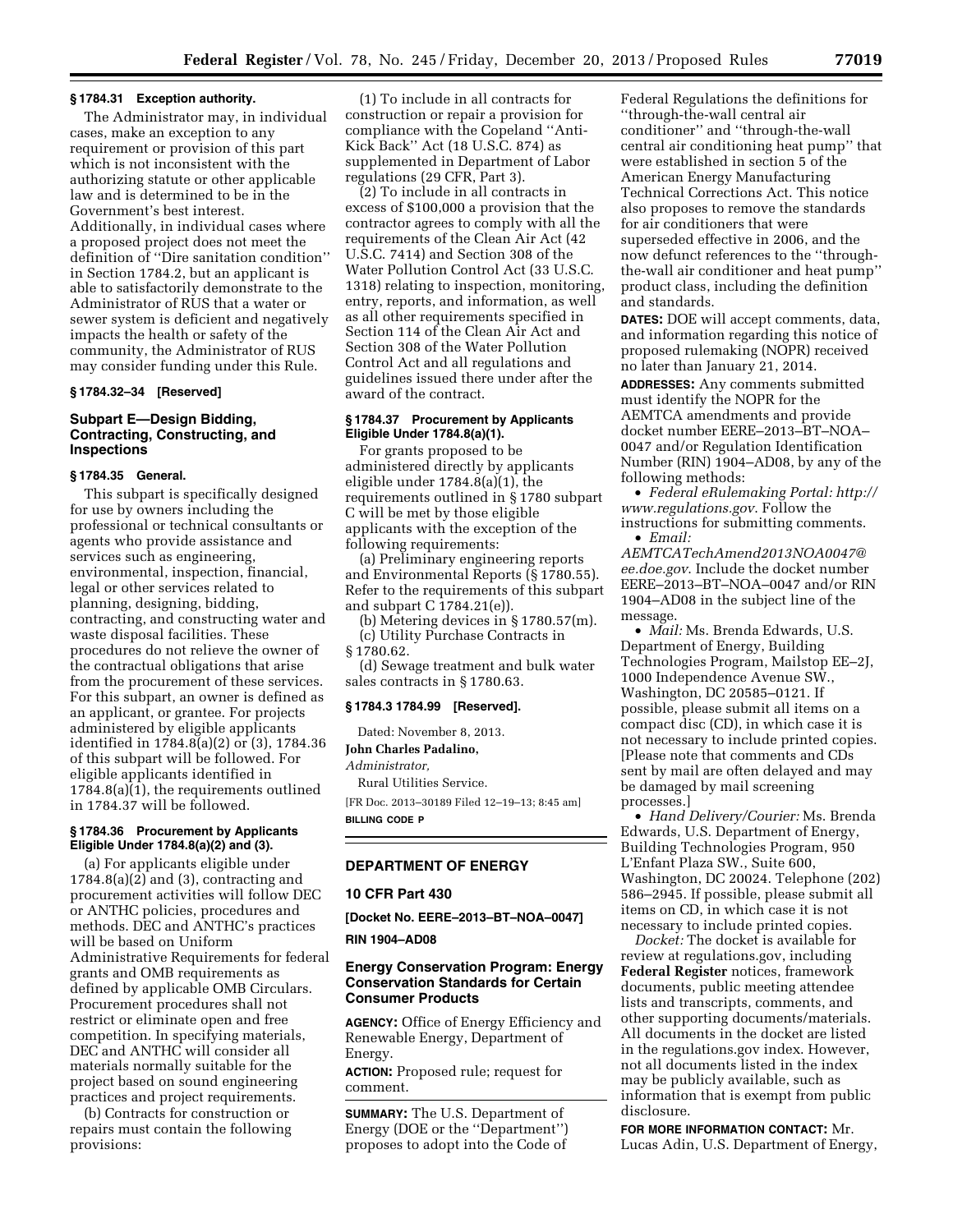### § 1784.31 Exception authority.

The Administrator may, in individual cases, make an exception to any requirement or provision of this part which is not inconsistent with the authorizing statute or other applicable law and is determined to be in the Government's best interest. Additionally, in individual cases where a proposed project does not meet the definition of ''Dire sanitation condition'' in Section 1784.2, but an applicant is able to satisfactorily demonstrate to the Administrator of RUS that a water or sewer system is deficient and negatively impacts the health or safety of the community, the Administrator of RUS may consider funding under this Rule.

### § 1784.32–34 [Reserved]

## Subpart E—Design Bidding, Contracting, Constructing, and Inspections

### § 1784.35 General.

This subpart is specifically designed for use by owners including the professional or technical consultants or agents who provide assistance and services such as engineering, environmental, inspection, financial, legal or other services related to planning, designing, bidding, contracting, and constructing water and waste disposal facilities. These procedures do not relieve the owner of the contractual obligations that arise from the procurement of these services. For this subpart, an owner is defined as an applicant, or grantee. For projects administered by eligible applicants identified in 1784.8(a)(2) or (3), 1784.36 of this subpart will be followed. For eligible applicants identified in 1784.8(a)(1), the requirements outlined in 1784.37 will be followed.

### § 1784.36 Procurement by Applicants Eligible Under 1784.8(a)(2) and (3).

(a) For applicants eligible under 1784.8(a)(2) and (3), contracting and procurement activities will follow DEC or ANTHC policies, procedures and methods. DEC and ANTHC's practices will be based on Uniform Administrative Requirements for federal grants and OMB requirements as defined by applicable OMB Circulars. Procurement procedures shall not restrict or eliminate open and free competition. In specifying materials, DEC and ANTHC will consider all materials normally suitable for the project based on sound engineering practices and project requirements.

(b) Contracts for construction or repairs must contain the following provisions:

(1) To include in all contracts for construction or repair a provision for compliance with the Copeland ''Anti-Kick Back'' Act (18 U.S.C. 874) as supplemented in Department of Labor regulations (29 CFR, Part 3).

(2) To include in all contracts in excess of $100,000 a provision that the contractor agrees to comply with all the requirements of the Clean Air Act (42 U.S.C. 7414) and Section 308 of the Water Pollution Control Act (33 U.S.C. 1318) relating to inspection, monitoring, entry, reports, and information, as well as all other requirements specified in Section 114 of the Clean Air Act and Section 308 of the Water Pollution Control Act and all regulations and guidelines issued there under after the award of the contract.

### § 1784.37 Procurement by Applicants Eligible Under 1784.8(a)(1).

For grants proposed to be administered directly by applicants eligible under 1784.8(a)(1), the requirements outlined in § 1780 subpart C will be met by those eligible applicants with the exception of the following requirements:

(a) Preliminary engineering reports and Environmental Reports (§ 1780.55). Refer to the requirements of this subpart and subpart C 1784.21(e)).

(b) Metering devices in § 1780.57(m).

(c) Utility Purchase Contracts in § 1780.62.

(d) Sewage treatment and bulk water sales contracts in § 1780.63.

### § 1784.3 1784.99 [Reserved].

Dated: November 8, 2013.

**John Charles Padalino,**

*Administrator,*

Rural Utilities Service.

[FR Doc. 2013–30189 Filed 12–19–13; 8:45 am]

**BILLING CODE P**

---

## DEPARTMENT OF ENERGY

### 10 CFR Part 430

**[Docket No. EERE–2013–BT–NOA–0047]**

**RIN 1904–AD08**

## Energy Conservation Program: Energy Conservation Standards for Certain Consumer Products

**AGENCY:** Office of Energy Efficiency and Renewable Energy, Department of Energy.

**ACTION:** Proposed rule; request for comment.

**SUMMARY:** The U.S. Department of Energy (DOE or the ''Department'') proposes to adopt into the Code of Federal Regulations the definitions for ''through-the-wall central air conditioner'' and ''through-the-wall central air conditioning heat pump'' that were established in section 5 of the American Energy Manufacturing Technical Corrections Act. This notice also proposes to remove the standards for air conditioners that were superseded effective in 2006, and the now defunct references to the ''through-the-wall air conditioner and heat pump'' product class, including the definition and standards.

**DATES:** DOE will accept comments, data, and information regarding this notice of proposed rulemaking (NOPR) received no later than January 21, 2014.

**ADDRESSES:** Any comments submitted must identify the NOPR for the AEMTCA amendments and provide docket number EERE–2013–BT–NOA–0047 and/or Regulation Identification Number (RIN) 1904–AD08, by any of the following methods:

- *Federal eRulemaking Portal: http://www.regulations.gov*. Follow the instructions for submitting comments.
- *Email: AEMTCATechAmend2013NOA0047@ee.doe.gov*. Include the docket number EERE–2013–BT–NOA–0047 and/or RIN 1904–AD08 in the subject line of the message.
- *Mail:* Ms. Brenda Edwards, U.S. Department of Energy, Building Technologies Program, Mailstop EE–2J, 1000 Independence Avenue SW., Washington, DC 20585–0121. If possible, please submit all items on a compact disc (CD), in which case it is not necessary to include printed copies. [Please note that comments and CDs sent by mail are often delayed and may be damaged by mail screening processes.]
- *Hand Delivery/Courier:* Ms. Brenda Edwards, U.S. Department of Energy, Building Technologies Program, 950 L'Enfant Plaza SW., Suite 600, Washington, DC 20024. Telephone (202) 586–2945. If possible, please submit all items on CD, in which case it is not necessary to include printed copies.

*Docket:* The docket is available for review at regulations.gov, including **Federal Register** notices, framework documents, public meeting attendee lists and transcripts, comments, and other supporting documents/materials. All documents in the docket are listed in the regulations.gov index. However, not all documents listed in the index may be publicly available, such as information that is exempt from public disclosure.

**FOR MORE INFORMATION CONTACT:** Mr. Lucas Adin, U.S. Department of Energy,